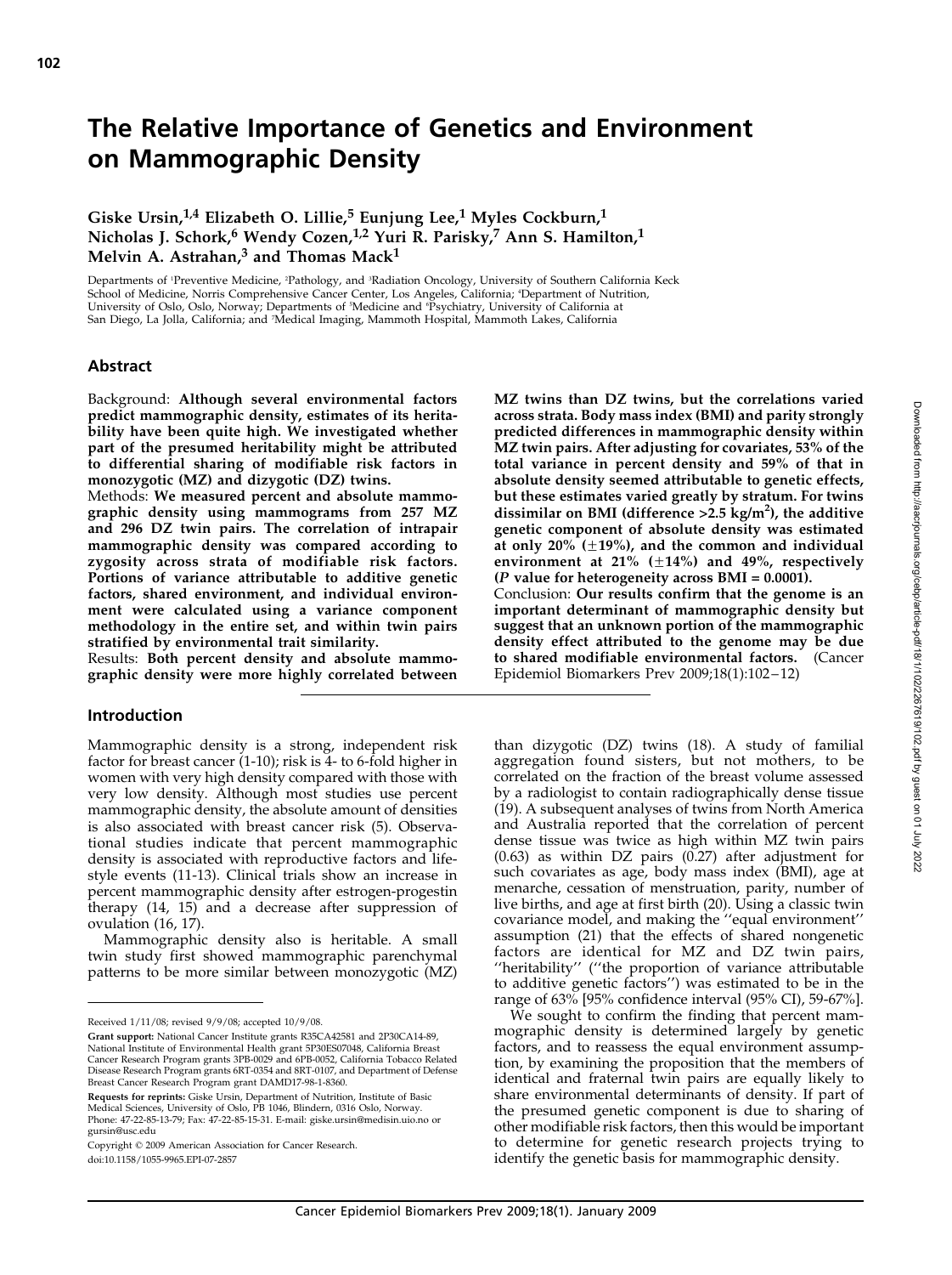# The Relative Importance of Genetics and Environment on Mammographic Density

Giske Ursin,[1,4] Elizabeth O. Lillie,[5] Eunjung Lee,[1] Myles Cockburn,[1] Nicholas J. Schork,[6] Wendy Cozen,[1,2] Yuri R. Parisky,[7] Ann S. Hamilton,[1] Melvin A. Astrahan,[3] and Thomas Mack[1]

Departments of [1]Preventive Medicine, [2]Pathology, and [3]Radiation Oncology, University of Southern California Keck School of Medicine, Norris Comprehensive Cancer Center, Los Angeles, California; [4]Department of Nutrition, University of Oslo, Oslo, Norway; Departments of [5]Medicine and [6]Psychiatry, University of California at San Diego, La Jolla, California; and [7]Medical Imaging, Mammoth Hospital, Mammoth Lakes, California

## Abstract

Background: **Although several environmental factors predict mammographic density, estimates of its heritability have been quite high. We investigated whether part of the presumed heritability might be attributed to differential sharing of modifiable risk factors in monozygotic (MZ) and dizygotic (DZ) twins.**

Methods: **We measured percent and absolute mammographic density using mammograms from 257 MZ and 296 DZ twin pairs. The correlation of intrapair mammographic density was compared according to zygosity across strata of modifiable risk factors. Portions of variance attributable to additive genetic factors, shared environment, and individual environment were calculated using a variance component methodology in the entire set, and within twin pairs stratified by environmental trait similarity.**

Results: **Both percent density and absolute mammographic density were more highly correlated between MZ twins than DZ twins, but the correlations varied across strata. Body mass index (BMI) and parity strongly predicted differences in mammographic density within MZ twin pairs. After adjusting for covariates, 53% of the total variance in percent density and 59% of that in absolute density seemed attributable to genetic effects, but these estimates varied greatly by stratum. For twins dissimilar on BMI (difference >2.5 kg/m$^2$), the additive genetic component of absolute density was estimated at only 20% (±19%), and the common and individual environment at 21% (±14%) and 49%, respectively (*P* value for heterogeneity across BMI = 0.0001).**

Conclusion: **Our results confirm that the genome is an important determinant of mammographic density but suggest that an unknown portion of the mammographic density effect attributed to the genome may be due to shared modifiable environmental factors.** (Cancer Epidemiol Biomarkers Prev 2009;18(1):102–12)

## Introduction

Mammographic density is a strong, independent risk factor for breast cancer (1-10); risk is 4- to 6-fold higher in women with very high density compared with those with very low density. Although most studies use percent mammographic density, the absolute amount of densities is also associated with breast cancer risk (5). Observational studies indicate that percent mammographic density is associated with reproductive factors and lifestyle events (11-13). Clinical trials show an increase in percent mammographic density after estrogen-progestin therapy (14, 15) and a decrease after suppression of ovulation (16, 17).

Mammographic density also is heritable. A small twin study first showed mammographic parenchymal patterns to be more similar between monozygotic (MZ) than dizygotic (DZ) twins (18). A study of familial aggregation found sisters, but not mothers, to be correlated on the fraction of the breast volume assessed by a radiologist to contain radiographically dense tissue (19). A subsequent analyses of twins from North America and Australia reported that the correlation of percent dense tissue was twice as high within MZ twin pairs (0.63) as within DZ pairs (0.27) after adjustment for such covariates as age, body mass index (BMI), age at menarche, cessation of menstruation, parity, number of live births, and age at first birth (20). Using a classic twin covariance model, and making the ''equal environment'' assumption (21) that the effects of shared nongenetic factors are identical for MZ and DZ twin pairs, ''heritability'' (''the proportion of variance attributable to additive genetic factors'') was estimated to be in the range of 63% [95% confidence interval (95% CI), 59-67%].

We sought to confirm the finding that percent mammographic density is determined largely by genetic factors, and to reassess the equal environment assumption, by examining the proposition that the members of identical and fraternal twin pairs are equally likely to share environmental determinants of density. If part of the presumed genetic component is due to sharing of other modifiable risk factors, then this would be important to determine for genetic research projects trying to identify the genetic basis for mammographic density.

Received 1/11/08; revised 9/9/08; accepted 10/9/08.

**Grant support:** National Cancer Institute grants R35CA42581 and 2P30CA14-89, National Institute of Environmental Health grant 5P30ES07048, California Breast Cancer Research Program grants 3PB-0029 and 6PB-0052, California Tobacco Related Disease Research Program grants 6RT-0354 and 8RT-0107, and Department of Defense Breast Cancer Research Program grant DAMD17-98-1-8360.

**Requests for reprints:** Giske Ursin, Department of Nutrition, Institute of Basic Medical Sciences, University of Oslo, PB 1046, Blindern, 0316 Oslo, Norway. Phone: 47-22-85-13-79; Fax: 47-22-85-15-31. E-mail: giske.ursin@medisin.uio.no or gursin@usc.edu

Copyright © 2009 American Association for Cancer Research.

doi:10.1158/1055-9965.EPI-07-2857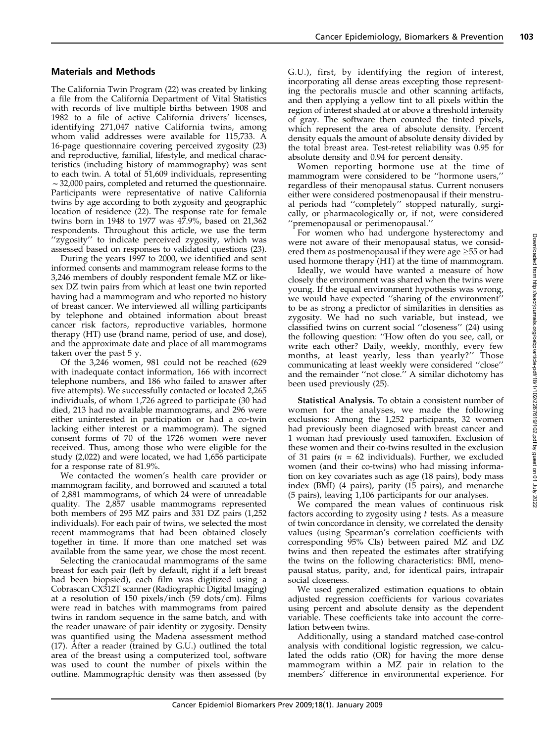## Materials and Methods

The California Twin Program (22) was created by linking a file from the California Department of Vital Statistics with records of live multiple births between 1908 and 1982 to a file of active California drivers' licenses, identifying 271,047 native California twins, among whom valid addresses were available for 115,733. A 16-page questionnaire covering perceived zygosity (23) and reproductive, familial, lifestyle, and medical characteristics (including history of mammography) was sent to each twin. A total of 51,609 individuals, representing ~32,000 pairs, completed and returned the questionnaire. Participants were representative of native California twins by age according to both zygosity and geographic location of residence (22). The response rate for female twins born in 1948 to 1977 was 47.9%, based on 21,362 respondents. Throughout this article, we use the term "zygosity" to indicate perceived zygosity, which was assessed based on responses to validated questions (23).

During the years 1997 to 2000, we identified and sent informed consents and mammogram release forms to the 3,246 members of doubly respondent female MZ or like-sex DZ twin pairs from which at least one twin reported having had a mammogram and who reported no history of breast cancer. We interviewed all willing participants by telephone and obtained information about breast cancer risk factors, reproductive variables, hormone therapy (HT) use (brand name, period of use, and dose), and the approximate date and place of all mammograms taken over the past 5 y.

Of the 3,246 women, 981 could not be reached (629 with inadequate contact information, 166 with incorrect telephone numbers, and 186 who failed to answer after five attempts). We successfully contacted or located 2,265 individuals, of whom 1,726 agreed to participate (30 had died, 213 had no available mammograms, and 296 were either uninterested in participation or had a co-twin lacking either interest or a mammogram). The signed consent forms of 70 of the 1726 women were never received. Thus, among those who were eligible for the study (2,022) and were located, we had 1,656 participate for a response rate of 81.9%.

We contacted the women's health care provider or mammogram facility, and borrowed and scanned a total of 2,881 mammograms, of which 24 were of unreadable quality. The 2,857 usable mammograms represented both members of 295 MZ pairs and 331 DZ pairs (1,252 individuals). For each pair of twins, we selected the most recent mammograms that had been obtained closely together in time. If more than one matched set was available from the same year, we chose the most recent.

Selecting the craniocaudal mammograms of the same breast for each pair (left by default, right if a left breast had been biopsied), each film was digitized using a Cobrascan CX312T scanner (Radiographic Digital Imaging) at a resolution of 150 pixels/inch (59 dots/cm). Films were read in batches with mammograms from paired twins in random sequence in the same batch, and with the reader unaware of pair identity or zygosity. Density was quantified using the Madena assessment method (17). After a reader (trained by G.U.) outlined the total area of the breast using a computerized tool, software was used to count the number of pixels within the outline. Mammographic density was then assessed (by G.U.), first, by identifying the region of interest, incorporating all dense areas excepting those representing the pectoralis muscle and other scanning artifacts, and then applying a yellow tint to all pixels within the region of interest shaded at or above a threshold intensity of gray. The software then counted the tinted pixels, which represent the area of absolute density. Percent density equals the amount of absolute density divided by the total breast area. Test-retest reliability was 0.95 for absolute density and 0.94 for percent density.

Women reporting hormone use at the time of mammogram were considered to be "hormone users," regardless of their menopausal status. Current nonusers either were considered postmenopausal if their menstrual periods had "completely" stopped naturally, surgically, or pharmacologically or, if not, were considered "premenopausal or perimenopausal."

For women who had undergone hysterectomy and were not aware of their menopausal status, we considered them as postmenopausal if they were age ≥55 or had used hormone therapy (HT) at the time of mammogram.

Ideally, we would have wanted a measure of how closely the environment was shared when the twins were young. If the equal environment hypothesis was wrong, we would have expected "sharing of the environment" to be as strong a predictor of similarities in densities as zygosity. We had no such variable, but instead, we classified twins on current social "closeness" (24) using the following question: "How often do you see, call, or write each other? Daily, weekly, monthly, every few months, at least yearly, less than yearly?" Those communicating at least weekly were considered "close" and the remainder "not close." A similar dichotomy has been used previously (25).

**Statistical Analysis.** To obtain a consistent number of women for the analyses, we made the following exclusions: Among the 1,252 participants, 32 women had previously been diagnosed with breast cancer and 1 woman had previously used tamoxifen. Exclusion of these women and their co-twins resulted in the exclusion of 31 pairs ($n$ = 62 individuals). Further, we excluded women (and their co-twins) who had missing information on key covariates such as age (18 pairs), body mass index (BMI) (4 pairs), parity (15 pairs), and menarche (5 pairs), leaving 1,106 participants for our analyses.

We compared the mean values of continuous risk factors according to zygosity using $t$ tests. As a measure of twin concordance in density, we correlated the density values (using Spearman's correlation coefficients with corresponding 95% CIs) between paired MZ and DZ twins and then repeated the estimates after stratifying the twins on the following characteristics: BMI, menopausal status, parity, and, for identical pairs, intrapair social closeness.

We used generalized estimation equations to obtain adjusted regression coefficients for various covariates using percent and absolute density as the dependent variable. These coefficients take into account the correlation between twins.

Additionally, using a standard matched case-control analysis with conditional logistic regression, we calculated the odds ratio (OR) for having the more dense mammogram within a MZ pair in relation to the members' difference in environmental experience. For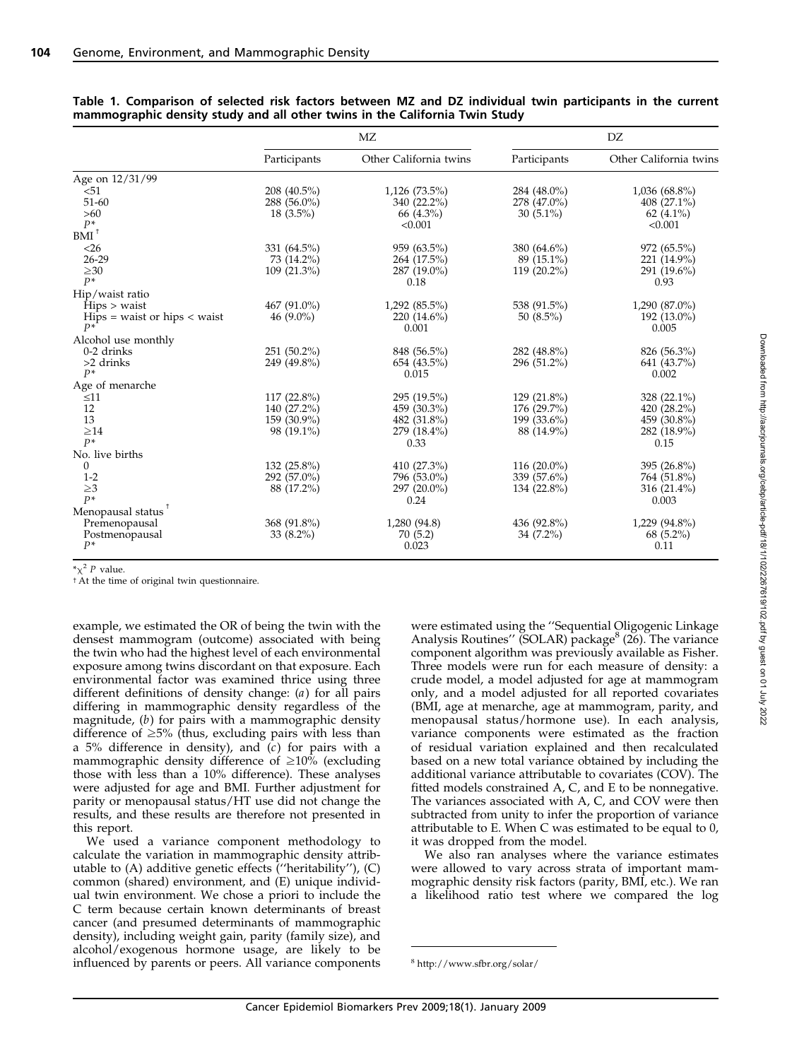**Table 1. Comparison of selected risk factors between MZ and DZ individual twin participants in the current mammographic density study and all other twins in the California Twin Study**

| | MZ | | DZ | |
|---|---|---|---|---|
| | Participants | Other California twins | Participants | Other California twins |
| Age on 12/31/99 | | | | |
| <51 | 208 (40.5%) | 1,126 (73.5%) | 284 (48.0%) | 1,036 (68.8%) |
| 51-60 | 288 (56.0%) | 340 (22.2%) | 278 (47.0%) | 408 (27.1%) |
| >60 | 18 (3.5%) | 66 (4.3%) | 30 (5.1%) | 62 (4.1%) |
| $P$* | | <0.001 | | <0.001 |
| BMI† | | | | |
| <26 | 331 (64.5%) | 959 (63.5%) | 380 (64.6%) | 972 (65.5%) |
| 26-29 | 73 (14.2%) | 264 (17.5%) | 89 (15.1%) | 221 (14.9%) |
| ≥30 | 109 (21.3%) | 287 (19.0%) | 119 (20.2%) | 291 (19.6%) |
| $P$* | | 0.18 | | 0.93 |
| Hip/waist ratio | | | | |
| Hips > waist | 467 (91.0%) | 1,292 (85.5%) | 538 (91.5%) | 1,290 (87.0%) |
| Hips = waist or hips < waist | 46 (9.0%) | 220 (14.6%) | 50 (8.5%) | 192 (13.0%) |
| $P$* | | 0.001 | | 0.005 |
| Alcohol use monthly | | | | |
| 0-2 drinks | 251 (50.2%) | 848 (56.5%) | 282 (48.8%) | 826 (56.3%) |
| >2 drinks | 249 (49.8%) | 654 (43.5%) | 296 (51.2%) | 641 (43.7%) |
| $P$* | | 0.015 | | 0.002 |
| Age of menarche | | | | |
| ≤11 | 117 (22.8%) | 295 (19.5%) | 129 (21.8%) | 328 (22.1%) |
| 12 | 140 (27.2%) | 459 (30.3%) | 176 (29.7%) | 420 (28.2%) |
| 13 | 159 (30.9%) | 482 (31.8%) | 199 (33.6%) | 459 (30.8%) |
| ≥14 | 98 (19.1%) | 279 (18.4%) | 88 (14.9%) | 282 (18.9%) |
| $P$* | | 0.33 | | 0.15 |
| No. live births | | | | |
| 0 | 132 (25.8%) | 410 (27.3%) | 116 (20.0%) | 395 (26.8%) |
| 1-2 | 292 (57.0%) | 796 (53.0%) | 339 (57.6%) | 764 (51.8%) |
| ≥3 | 88 (17.2%) | 297 (20.0%) | 134 (22.8%) | 316 (21.4%) |
| $P$* | | 0.24 | | 0.003 |
| Menopausal status† | | | | |
| Premenopausal | 368 (91.8%) | 1,280 (94.8) | 436 (92.8%) | 1,229 (94.8%) |
| Postmenopausal | 33 (8.2%) | 70 (5.2) | 34 (7.2%) | 68 (5.2%) |
| $P$* | | 0.023 | | 0.11 |

*$\chi^2$ $P$ value.
† At the time of original twin questionnaire.

example, we estimated the OR of being the twin with the densest mammogram (outcome) associated with being the twin who had the highest level of each environmental exposure among twins discordant on that exposure. Each environmental factor was examined thrice using three different definitions of density change: (*a*) for all pairs differing in mammographic density regardless of the magnitude, (*b*) for pairs with a mammographic density difference of ≥5% (thus, excluding pairs with less than a 5% difference in density), and (*c*) for pairs with a mammographic density difference of ≥10% (excluding those with less than a 10% difference). These analyses were adjusted for age and BMI. Further adjustment for parity or menopausal status/HT use did not change the results, and these results are therefore not presented in this report.

We used a variance component methodology to calculate the variation in mammographic density attributable to (A) additive genetic effects (''heritability''), (C) common (shared) environment, and (E) unique individual twin environment. We chose a priori to include the C term because certain known determinants of breast cancer (and presumed determinants of mammographic density), including weight gain, parity (family size), and alcohol/exogenous hormone usage, are likely to be influenced by parents or peers. All variance components were estimated using the ''Sequential Oligogenic Linkage Analysis Routines'' (SOLAR) package[8] (26). The variance component algorithm was previously available as Fisher. Three models were run for each measure of density: a crude model, a model adjusted for age at mammogram only, and a model adjusted for all reported covariates (BMI, age at menarche, age at mammogram, parity, and menopausal status/hormone use). In each analysis, variance components were estimated as the fraction of residual variation explained and then recalculated based on a new total variance obtained by including the additional variance attributable to covariates (COV). The fitted models constrained A, C, and E to be nonnegative. The variances associated with A, C, and COV were then subtracted from unity to infer the proportion of variance attributable to E. When C was estimated to be equal to 0, it was dropped from the model.

We also ran analyses where the variance estimates were allowed to vary across strata of important mammographic density risk factors (parity, BMI, etc.). We ran a likelihood ratio test where we compared the log

[8] http://www.sfbr.org/solar/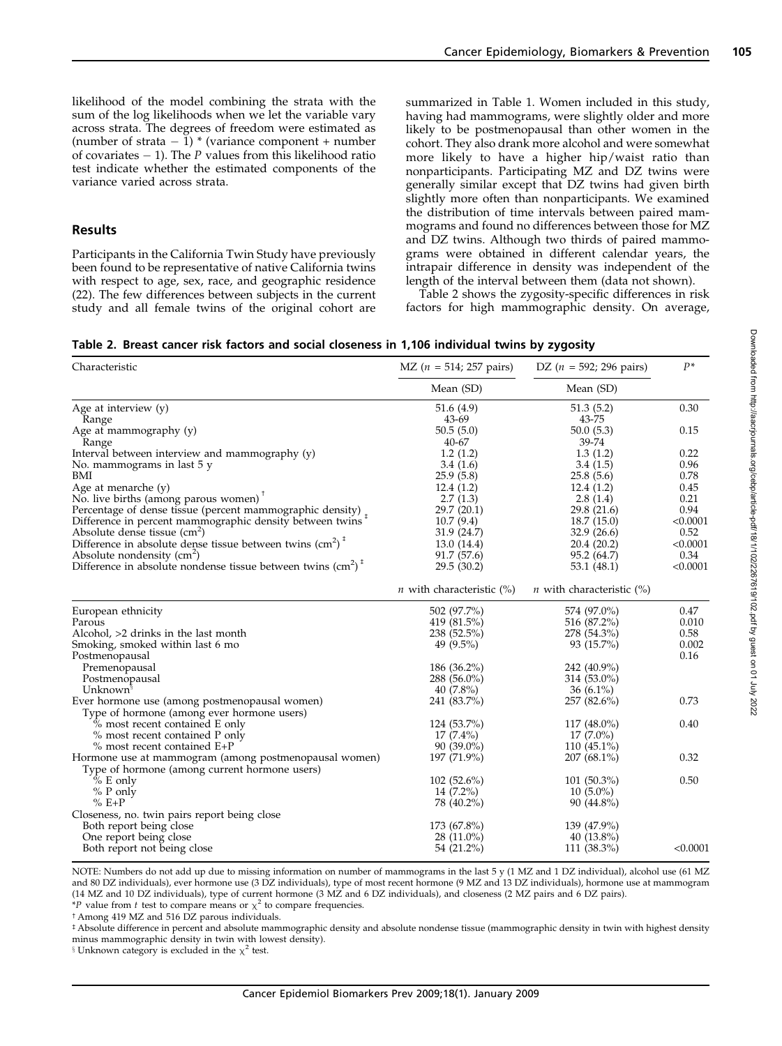likelihood of the model combining the strata with the sum of the log likelihoods when we let the variable vary across strata. The degrees of freedom were estimated as (number of strata − 1) * (variance component + number of covariates − 1). The *P* values from this likelihood ratio test indicate whether the estimated components of the variance varied across strata.

## Results

Participants in the California Twin Study have previously been found to be representative of native California twins with respect to age, sex, race, and geographic residence (22). The few differences between subjects in the current study and all female twins of the original cohort are summarized in Table 1. Women included in this study, having had mammograms, were slightly older and more likely to be postmenopausal than other women in the cohort. They also drank more alcohol and were somewhat more likely to have a higher hip/waist ratio than nonparticipants. Participating MZ and DZ twins were generally similar except that DZ twins had given birth slightly more often than nonparticipants. We examined the distribution of time intervals between paired mammograms and found no differences between those for MZ and DZ twins. Although two thirds of paired mammograms were obtained in different calendar years, the intrapair difference in density was independent of the length of the interval between them (data not shown).

Table 2 shows the zygosity-specific differences in risk factors for high mammographic density. On average,

**Table 2. Breast cancer risk factors and social closeness in 1,106 individual twins by zygosity**

| Characteristic | MZ (*n* = 514; 257 pairs) | DZ (*n* = 592; 296 pairs) | *P** |
|---|---|---|---|
| | Mean (SD) | Mean (SD) | |
| Age at interview (y) | 51.6 (4.9) | 51.3 (5.2) | 0.30 |
| Range | 43-69 | 43-75 | |
| Age at mammography (y) | 50.5 (5.0) | 50.0 (5.3) | 0.15 |
| Range | 40-67 | 39-74 | |
| Interval between interview and mammography (y) | 1.2 (1.2) | 1.3 (1.2) | 0.22 |
| No. mammograms in last 5 y | 3.4 (1.6) | 3.4 (1.5) | 0.96 |
| BMI | 25.9 (5.8) | 25.8 (5.6) | 0.78 |
| Age at menarche (y) | 12.4 (1.2) | 12.4 (1.2) | 0.45 |
| No. live births (among parous women) † | 2.7 (1.3) | 2.8 (1.4) | 0.21 |
| Percentage of dense tissue (percent mammographic density) | 29.7 (20.1) | 29.8 (21.6) | 0.94 |
| Difference in percent mammographic density between twins ‡ | 10.7 (9.4) | 18.7 (15.0) | <0.0001 |
| Absolute dense tissue ($cm^2$) | 31.9 (24.7) | 32.9 (26.6) | 0.52 |
| Difference in absolute dense tissue between twins ($cm^2$) ‡ | 13.0 (14.4) | 20.4 (20.2) | <0.0001 |
| Absolute nondensity ($cm^2$) | 91.7 (57.6) | 95.2 (64.7) | 0.34 |
| Difference in absolute nondense tissue between twins ($cm^2$) ‡ | 29.5 (30.2) | 53.1 (48.1) | <0.0001 |
| | *n* with characteristic (%) | *n* with characteristic (%) | |
| European ethnicity | 502 (97.7%) | 574 (97.0%) | 0.47 |
| Parous | 419 (81.5%) | 516 (87.2%) | 0.010 |
| Alcohol, >2 drinks in the last month | 238 (52.5%) | 278 (54.3%) | 0.58 |
| Smoking, smoked within last 6 mo | 49 (9.5%) | 93 (15.7%) | 0.002 |
| Postmenopausal | | | 0.16 |
| Premenopausal | 186 (36.2%) | 242 (40.9%) | |
| Postmenopausal | 288 (56.0%) | 314 (53.0%) | |
| Unknown § | 40 (7.8%) | 36 (6.1%) | |
| Ever hormone use (among postmenopausal women) | 241 (83.7%) | 257 (82.6%) | 0.73 |
| Type of hormone (among ever hormone users) | | | |
| % most recent contained E only | 124 (53.7%) | 117 (48.0%) | 0.40 |
| % most recent contained P only | 17 (7.4%) | 17 (7.0%) | |
| % most recent contained E+P | 90 (39.0%) | 110 (45.1%) | |
| Hormone use at mammogram (among postmenopausal women) | 197 (71.9%) | 207 (68.1%) | 0.32 |
| Type of hormone (among current hormone users) | | | |
| % E only | 102 (52.6%) | 101 (50.3%) | 0.50 |
| % P only | 14 (7.2%) | 10 (5.0%) | |
| % E+P | 78 (40.2%) | 90 (44.8%) | |
| Closeness, no. twin pairs report being close | | | |
| Both report being close | 173 (67.8%) | 139 (47.9%) | |
| One report being close | 28 (11.0%) | 40 (13.8%) | |
| Both report not being close | 54 (21.2%) | 111 (38.3%) | <0.0001 |

NOTE: Numbers do not add up due to missing information on number of mammograms in the last 5 y (1 MZ and 1 DZ individual), alcohol use (61 MZ and 80 DZ individuals), ever hormone use (3 DZ individuals), type of most recent hormone (9 MZ and 13 DZ individuals), hormone use at mammogram (14 MZ and 10 DZ individuals), type of current hormone (3 MZ and 6 DZ individuals), and closeness (2 MZ pairs and 6 DZ pairs).

\**P* value from *t* test to compare means or $\chi^2$ to compare frequencies.

† Among 419 MZ and 516 DZ parous individuals.

‡ Absolute difference in percent and absolute mammographic density and absolute nondense tissue (mammographic density in twin with highest density minus mammographic density in twin with lowest density).

§ Unknown category is excluded in the $\chi^2$ test.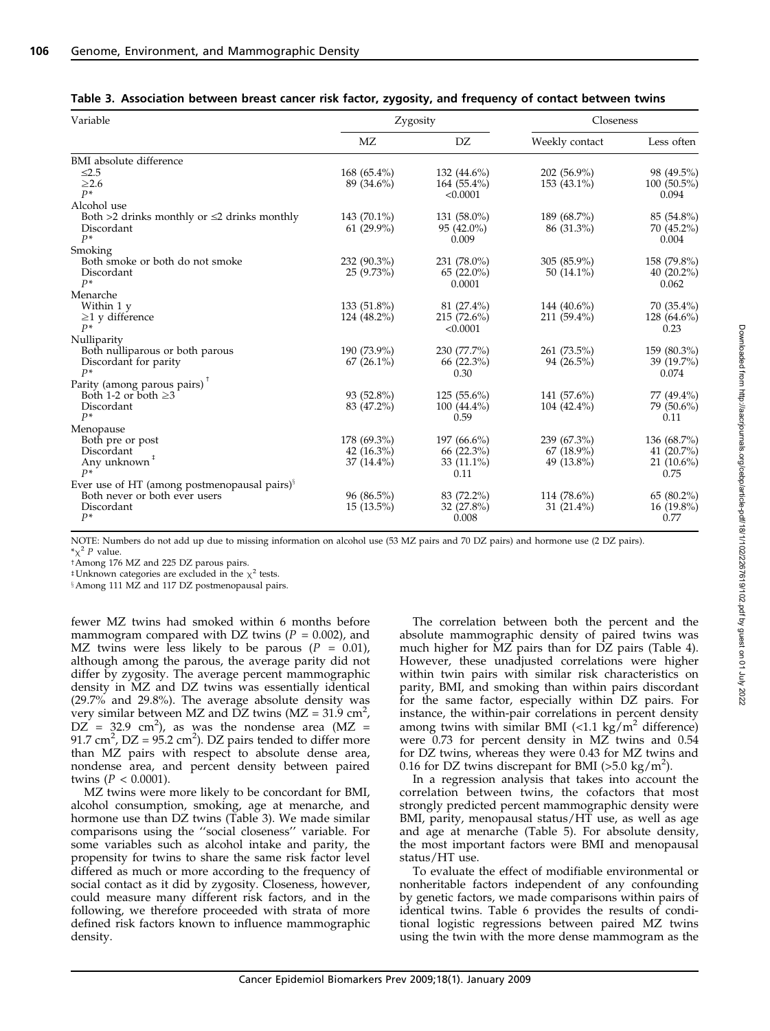**Table 3. Association between breast cancer risk factor, zygosity, and frequency of contact between twins**

| Variable | Zygosity | | Closeness | |
|---|---|---|---|---|
| | MZ | DZ | Weekly contact | Less often |
| BMI absolute difference | | | | |
| ≤2.5 | 168 (65.4%) | 132 (44.6%) | 202 (56.9%) | 98 (49.5%) |
| ≥2.6 | 89 (34.6%) | 164 (55.4%) | 153 (43.1%) | 100 (50.5%) |
| $P$* | | <0.0001 | | 0.094 |
| Alcohol use | | | | |
| Both >2 drinks monthly or ≤2 drinks monthly | 143 (70.1%) | 131 (58.0%) | 189 (68.7%) | 85 (54.8%) |
| Discordant | 61 (29.9%) | 95 (42.0%) | 86 (31.3%) | 70 (45.2%) |
| $P$* | | 0.009 | | 0.004 |
| Smoking | | | | |
| Both smoke or both do not smoke | 232 (90.3%) | 231 (78.0%) | 305 (85.9%) | 158 (79.8%) |
| Discordant | 25 (9.73%) | 65 (22.0%) | 50 (14.1%) | 40 (20.2%) |
| $P$* | | 0.0001 | | 0.062 |
| Menarche | | | | |
| Within 1 y | 133 (51.8%) | 81 (27.4%) | 144 (40.6%) | 70 (35.4%) |
| ≥1 y difference | 124 (48.2%) | 215 (72.6%) | 211 (59.4%) | 128 (64.6%) |
| $P$* | | <0.0001 | | 0.23 |
| Nulliparity | | | | |
| Both nulliparous or both parous | 190 (73.9%) | 230 (77.7%) | 261 (73.5%) | 159 (80.3%) |
| Discordant for parity | 67 (26.1%) | 66 (22.3%) | 94 (26.5%) | 39 (19.7%) |
| $P$* | | 0.30 | | 0.074 |
| Parity (among parous pairs)[†] | | | | |
| Both 1-2 or both ≥3 | 93 (52.8%) | 125 (55.6%) | 141 (57.6%) | 77 (49.4%) |
| Discordant | 83 (47.2%) | 100 (44.4%) | 104 (42.4%) | 79 (50.6%) |
| $P$* | | 0.59 | | 0.11 |
| Menopause | | | | |
| Both pre or post | 178 (69.3%) | 197 (66.6%) | 239 (67.3%) | 136 (68.7%) |
| Discordant | 42 (16.3%) | 66 (22.3%) | 67 (18.9%) | 41 (20.7%) |
| Any unknown[‡] | 37 (14.4%) | 33 (11.1%) | 49 (13.8%) | 21 (10.6%) |
| $P$* | | 0.11 | | 0.75 |
| Ever use of HT (among postmenopausal pairs)[§] | | | | |
| Both never or both ever users | 96 (86.5%) | 83 (72.2%) | 114 (78.6%) | 65 (80.2%) |
| Discordant | 15 (13.5%) | 32 (27.8%) | 31 (21.4%) | 16 (19.8%) |
| $P$* | | 0.008 | | 0.77 |

NOTE: Numbers do not add up due to missing information on alcohol use (53 MZ pairs and 70 DZ pairs) and hormone use (2 DZ pairs).
*$\chi^2$ $P$ value.
†Among 176 MZ and 225 DZ parous pairs.
‡Unknown categories are excluded in the $\chi^2$ tests.
§Among 111 MZ and 117 DZ postmenopausal pairs.

fewer MZ twins had smoked within 6 months before mammogram compared with DZ twins ($P$ = 0.002), and MZ twins were less likely to be parous ($P$ = 0.01), although among the parous, the average parity did not differ by zygosity. The average percent mammographic density in MZ and DZ twins was essentially identical (29.7% and 29.8%). The average absolute density was very similar between MZ and DZ twins (MZ = 31.9 $cm^2$, DZ = 32.9 $cm^2$), as was the nondense area (MZ = 91.7 $cm^2$, DZ = 95.2 $cm^2$). DZ pairs tended to differ more than MZ pairs with respect to absolute dense area, nondense area, and percent density between paired twins ($P$ < 0.0001).

MZ twins were more likely to be concordant for BMI, alcohol consumption, smoking, age at menarche, and hormone use than DZ twins (Table 3). We made similar comparisons using the "social closeness" variable. For some variables such as alcohol intake and parity, the propensity for twins to share the same risk factor level differed as much or more according to the frequency of social contact as it did by zygosity. Closeness, however, could measure many different risk factors, and in the following, we therefore proceeded with strata of more defined risk factors known to influence mammographic density.

The correlation between both the percent and the absolute mammographic density of paired twins was much higher for MZ pairs than for DZ pairs (Table 4). However, these unadjusted correlations were higher within twin pairs with similar risk characteristics on parity, BMI, and smoking than within pairs discordant for the same factor, especially within DZ pairs. For instance, the within-pair correlations in percent density among twins with similar BMI (<1.1 $kg/m^2$ difference) were 0.73 for percent density in MZ twins and 0.54 for DZ twins, whereas they were 0.43 for MZ twins and 0.16 for DZ twins discrepant for BMI (>5.0 $kg/m^2$).

In a regression analysis that takes into account the correlation between twins, the cofactors that most strongly predicted percent mammographic density were BMI, parity, menopausal status/HT use, as well as age and age at menarche (Table 5). For absolute density, the most important factors were BMI and menopausal status/HT use.

To evaluate the effect of modifiable environmental or nonheritable factors independent of any confounding by genetic factors, we made comparisons within pairs of identical twins. Table 6 provides the results of conditional logistic regressions between paired MZ twins using the twin with the more dense mammogram as the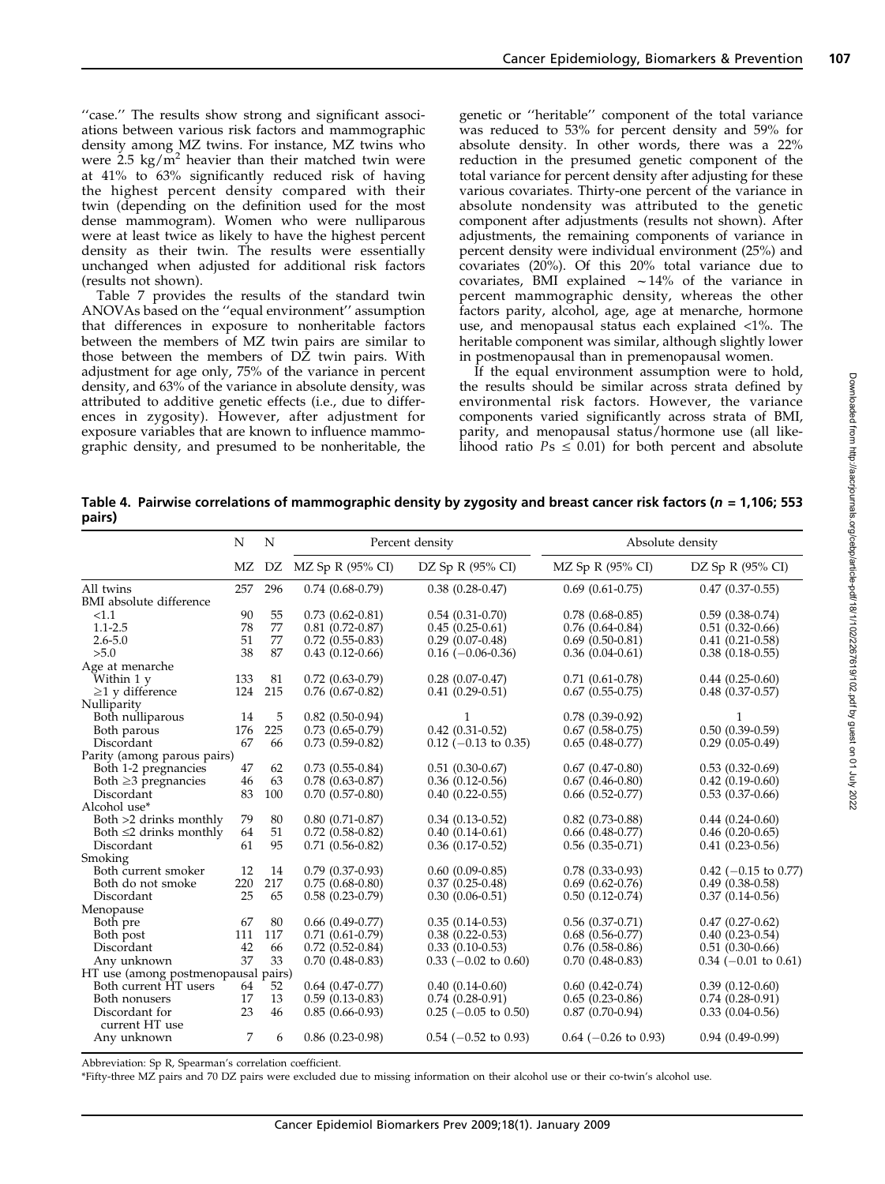''case.'' The results show strong and significant associations between various risk factors and mammographic density among MZ twins. For instance, MZ twins who were 2.5 kg/m$^2$ heavier than their matched twin were at 41% to 63% significantly reduced risk of having the highest percent density compared with their twin (depending on the definition used for the most dense mammogram). Women who were nulliparous were at least twice as likely to have the highest percent density as their twin. The results were essentially unchanged when adjusted for additional risk factors (results not shown).

Table 7 provides the results of the standard twin ANOVAs based on the ''equal environment'' assumption that differences in exposure to nonheritable factors between the members of MZ twin pairs are similar to those between the members of DZ twin pairs. With adjustment for age only, 75% of the variance in percent density, and 63% of the variance in absolute density, was attributed to additive genetic effects (i.e., due to differences in zygosity). However, after adjustment for exposure variables that are known to influence mammographic density, and presumed to be nonheritable, the genetic or ''heritable'' component of the total variance was reduced to 53% for percent density and 59% for absolute density. In other words, there was a 22% reduction in the presumed genetic component of the total variance for percent density after adjusting for these various covariates. Thirty-one percent of the variance in absolute nondensity was attributed to the genetic component after adjustments (results not shown). After adjustments, the remaining components of variance in percent density were individual environment (25%) and covariates (20%). Of this 20% total variance due to covariates, BMI explained ~14% of the variance in percent mammographic density, whereas the other factors parity, alcohol, age, age at menarche, hormone use, and menopausal status each explained <1%. The heritable component was similar, although slightly lower in postmenopausal than in premenopausal women.

If the equal environment assumption were to hold, the results should be similar across strata defined by environmental risk factors. However, the variance components varied significantly across strata of BMI, parity, and menopausal status/hormone use (all likelihood ratio $Ps \leq 0.01$) for both percent and absolute

**Table 4. Pairwise correlations of mammographic density by zygosity and breast cancer risk factors ($n$ = 1,106; 553 pairs)**

| | N | N | Percent density | | Absolute density | |
|---|---|---|---|---|---|---|
| | MZ | DZ | MZ Sp R (95% CI) | DZ Sp R (95% CI) | MZ Sp R (95% CI) | DZ Sp R (95% CI) |
| All twins | 257 | 296 | 0.74 (0.68-0.79) | 0.38 (0.28-0.47) | 0.69 (0.61-0.75) | 0.47 (0.37-0.55) |
| BMI absolute difference | | | | | | |
| <1.1 | 90 | 55 | 0.73 (0.62-0.81) | 0.54 (0.31-0.70) | 0.78 (0.68-0.85) | 0.59 (0.38-0.74) |
| 1.1-2.5 | 78 | 77 | 0.81 (0.72-0.87) | 0.45 (0.25-0.61) | 0.76 (0.64-0.84) | 0.51 (0.32-0.66) |
| 2.6-5.0 | 51 | 77 | 0.72 (0.55-0.83) | 0.29 (0.07-0.48) | 0.69 (0.50-0.81) | 0.41 (0.21-0.58) |
| >5.0 | 38 | 87 | 0.43 (0.12-0.66) | 0.16 (−0.06-0.36) | 0.36 (0.04-0.61) | 0.38 (0.18-0.55) |
| Age at menarche | | | | | | |
| Within 1 y | 133 | 81 | 0.72 (0.63-0.79) | 0.28 (0.07-0.47) | 0.71 (0.61-0.78) | 0.44 (0.25-0.60) |
| ≥1 y difference | 124 | 215 | 0.76 (0.67-0.82) | 0.41 (0.29-0.51) | 0.67 (0.55-0.75) | 0.48 (0.37-0.57) |
| Nulliparity | | | | | | |
| Both nulliparous | 14 | 5 | 0.82 (0.50-0.94) | 1 | 0.78 (0.39-0.92) | 1 |
| Both parous | 176 | 225 | 0.73 (0.65-0.79) | 0.42 (0.31-0.52) | 0.67 (0.58-0.75) | 0.50 (0.39-0.59) |
| Discordant | 67 | 66 | 0.73 (0.59-0.82) | 0.12 (−0.13 to 0.35) | 0.65 (0.48-0.77) | 0.29 (0.05-0.49) |
| Parity (among parous pairs) | | | | | | |
| Both 1-2 pregnancies | 47 | 62 | 0.73 (0.55-0.84) | 0.51 (0.30-0.67) | 0.67 (0.47-0.80) | 0.53 (0.32-0.69) |
| Both ≥3 pregnancies | 46 | 63 | 0.78 (0.63-0.87) | 0.36 (0.12-0.56) | 0.67 (0.46-0.80) | 0.42 (0.19-0.60) |
| Discordant | 83 | 100 | 0.70 (0.57-0.80) | 0.40 (0.22-0.55) | 0.66 (0.52-0.77) | 0.53 (0.37-0.66) |
| Alcohol use* | | | | | | |
| Both >2 drinks monthly | 79 | 80 | 0.80 (0.71-0.87) | 0.34 (0.13-0.52) | 0.82 (0.73-0.88) | 0.44 (0.24-0.60) |
| Both ≤2 drinks monthly | 64 | 51 | 0.72 (0.58-0.82) | 0.40 (0.14-0.61) | 0.66 (0.48-0.77) | 0.46 (0.20-0.65) |
| Discordant | 61 | 95 | 0.71 (0.56-0.82) | 0.36 (0.17-0.52) | 0.56 (0.35-0.71) | 0.41 (0.23-0.56) |
| Smoking | | | | | | |
| Both current smoker | 12 | 14 | 0.79 (0.37-0.93) | 0.60 (0.09-0.85) | 0.78 (0.33-0.93) | 0.42 (−0.15 to 0.77) |
| Both do not smoke | 220 | 217 | 0.75 (0.68-0.80) | 0.37 (0.25-0.48) | 0.69 (0.62-0.76) | 0.49 (0.38-0.58) |
| Discordant | 25 | 65 | 0.58 (0.23-0.79) | 0.30 (0.06-0.51) | 0.50 (0.12-0.74) | 0.37 (0.14-0.56) |
| Menopause | | | | | | |
| Both pre | 67 | 80 | 0.66 (0.49-0.77) | 0.35 (0.14-0.53) | 0.56 (0.37-0.71) | 0.47 (0.27-0.62) |
| Both post | 111 | 117 | 0.71 (0.61-0.79) | 0.38 (0.22-0.53) | 0.68 (0.56-0.77) | 0.40 (0.23-0.54) |
| Discordant | 42 | 66 | 0.72 (0.52-0.84) | 0.33 (0.10-0.53) | 0.76 (0.58-0.86) | 0.51 (0.30-0.66) |
| Any unknown | 37 | 33 | 0.70 (0.48-0.83) | 0.33 (−0.02 to 0.60) | 0.70 (0.48-0.83) | 0.34 (−0.01 to 0.61) |
| HT use (among postmenopausal pairs) | | | | | | |
| Both current HT users | 64 | 52 | 0.64 (0.47-0.77) | 0.40 (0.14-0.60) | 0.60 (0.42-0.74) | 0.39 (0.12-0.60) |
| Both nonusers | 17 | 13 | 0.59 (0.13-0.83) | 0.74 (0.28-0.91) | 0.65 (0.23-0.86) | 0.74 (0.28-0.91) |
| Discordant for current HT use | 23 | 46 | 0.85 (0.66-0.93) | 0.25 (−0.05 to 0.50) | 0.87 (0.70-0.94) | 0.33 (0.04-0.56) |
| Any unknown | 7 | 6 | 0.86 (0.23-0.98) | 0.54 (−0.52 to 0.93) | 0.64 (−0.26 to 0.93) | 0.94 (0.49-0.99) |

Abbreviation: Sp R, Spearman's correlation coefficient.

*Fifty-three MZ pairs and 70 DZ pairs were excluded due to missing information on their alcohol use or their co-twin's alcohol use.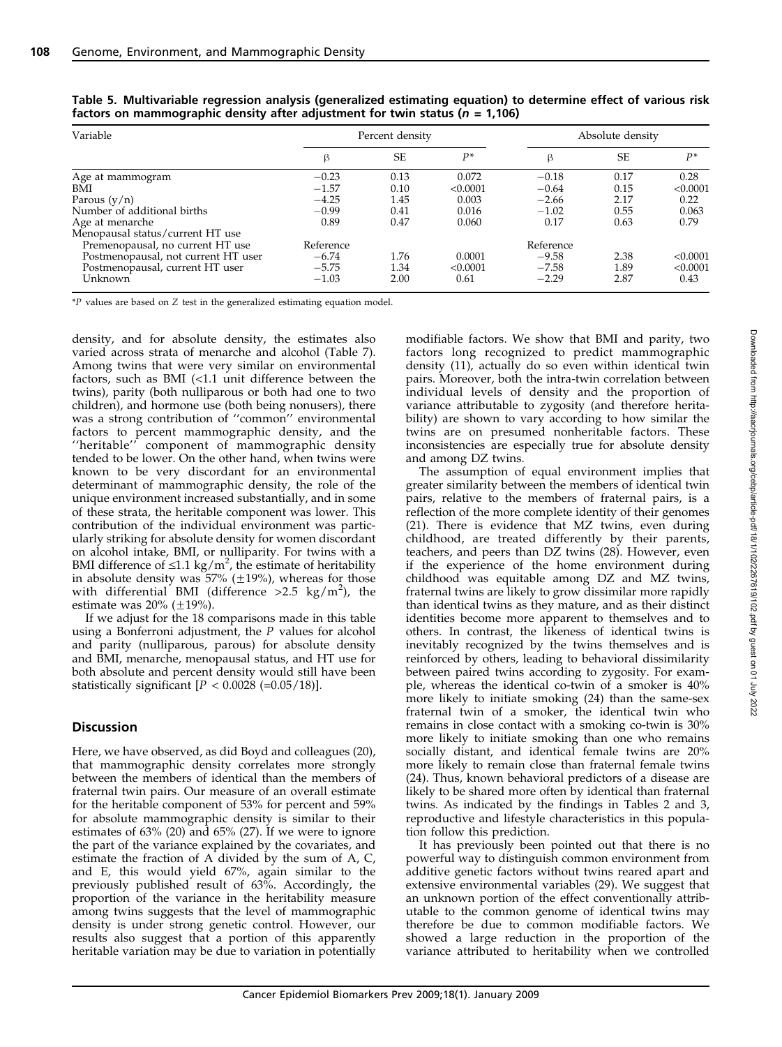**Table 5. Multivariable regression analysis (generalized estimating equation) to determine effect of various risk factors on mammographic density after adjustment for twin status ($n$ = 1,106)**

| Variable | Percent density | | | Absolute density | | |
|---|---|---|---|---|---|---|
| | β | SE | $P$* | β | SE | $P$* |
| Age at mammogram | −0.23 | 0.13 | 0.072 | −0.18 | 0.17 | 0.28 |
| BMI | −1.57 | 0.10 | <0.0001 | −0.64 | 0.15 | <0.0001 |
| Parous (y/n) | −4.25 | 1.45 | 0.003 | −2.66 | 2.17 | 0.22 |
| Number of additional births | −0.99 | 0.41 | 0.016 | −1.02 | 0.55 | 0.063 |
| Age at menarche | 0.89 | 0.47 | 0.060 | 0.17 | 0.63 | 0.79 |
| Menopausal status/current HT use | | | | | | |
| Premenopausal, no current HT use | Reference | | | Reference | | |
| Postmenopausal, not current HT user | −6.74 | 1.76 | 0.0001 | −9.58 | 2.38 | <0.0001 |
| Postmenopausal, current HT user | −5.75 | 1.34 | <0.0001 | −7.58 | 1.89 | <0.0001 |
| Unknown | −1.03 | 2.00 | 0.61 | −2.29 | 2.87 | 0.43 |

*$P$ values are based on $Z$ test in the generalized estimating equation model.

density, and for absolute density, the estimates also varied across strata of menarche and alcohol (Table 7). Among twins that were very similar on environmental factors, such as BMI (<1.1 unit difference between the twins), parity (both nulliparous or both had one to two children), and hormone use (both being nonusers), there was a strong contribution of ''common'' environmental factors to percent mammographic density, and the ''heritable'' component of mammographic density tended to be lower. On the other hand, when twins were known to be very discordant for an environmental determinant of mammographic density, the role of the unique environment increased substantially, and in some of these strata, the heritable component was lower. This contribution of the individual environment was particularly striking for absolute density for women discordant on alcohol intake, BMI, or nulliparity. For twins with a BMI difference of ≤1.1 kg/m$^2$, the estimate of heritability in absolute density was 57% (±19%), whereas for those with differential BMI (difference >2.5 kg/m$^2$), the estimate was 20% (±19%).

If we adjust for the 18 comparisons made in this table using a Bonferroni adjustment, the $P$ values for alcohol and parity (nulliparous, parous) for absolute density and BMI, menarche, menopausal status, and HT use for both absolute and percent density would still have been statistically significant [$P$ < 0.0028 (=0.05/18)].

## Discussion

Here, we have observed, as did Boyd and colleagues (20), that mammographic density correlates more strongly between the members of identical than the members of fraternal twin pairs. Our measure of an overall estimate for the heritable component of 53% for percent and 59% for absolute mammographic density is similar to their estimates of 63% (20) and 65% (27). If we were to ignore the part of the variance explained by the covariates, and estimate the fraction of A divided by the sum of A, C, and E, this would yield 67%, again similar to the previously published result of 63%. Accordingly, the proportion of the variance in the heritability measure among twins suggests that the level of mammographic density is under strong genetic control. However, our results also suggest that a portion of this apparently heritable variation may be due to variation in potentially modifiable factors. We show that BMI and parity, two factors long recognized to predict mammographic density (11), actually do so even within identical twin pairs. Moreover, both the intra-twin correlation between individual levels of density and the proportion of variance attributable to zygosity (and therefore heritability) are shown to vary according to how similar the twins are on presumed nonheritable factors. These inconsistencies are especially true for absolute density and among DZ twins.

The assumption of equal environment implies that greater similarity between the members of identical twin pairs, relative to the members of fraternal pairs, is a reflection of the more complete identity of their genomes (21). There is evidence that MZ twins, even during childhood, are treated differently by their parents, teachers, and peers than DZ twins (28). However, even if the experience of the home environment during childhood was equitable among DZ and MZ twins, fraternal twins are likely to grow dissimilar more rapidly than identical twins as they mature, and as their distinct identities become more apparent to themselves and to others. In contrast, the likeness of identical twins is inevitably recognized by the twins themselves and is reinforced by others, leading to behavioral dissimilarity between paired twins according to zygosity. For example, whereas the identical co-twin of a smoker is 40% more likely to initiate smoking (24) than the same-sex fraternal twin of a smoker, the identical twin who remains in close contact with a smoking co-twin is 30% more likely to initiate smoking than one who remains socially distant, and identical female twins are 20% more likely to remain close than fraternal female twins (24). Thus, known behavioral predictors of a disease are likely to be shared more often by identical than fraternal twins. As indicated by the findings in Tables 2 and 3, reproductive and lifestyle characteristics in this population follow this prediction.

It has previously been pointed out that there is no powerful way to distinguish common environment from additive genetic factors without twins reared apart and extensive environmental variables (29). We suggest that an unknown portion of the effect conventionally attributable to the common genome of identical twins may therefore be due to common modifiable factors. We showed a large reduction in the proportion of the variance attributed to heritability when we controlled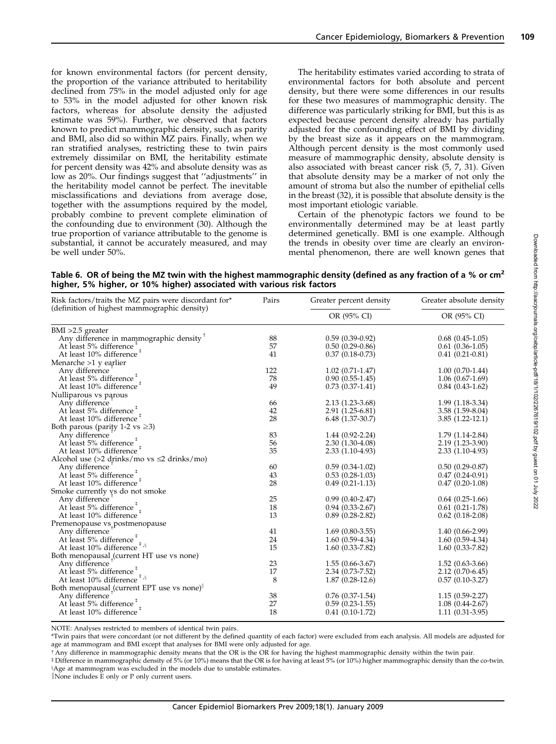for known environmental factors (for percent density, the proportion of the variance attributed to heritability declined from 75% in the model adjusted only for age to 53% in the model adjusted for other known risk factors, whereas for absolute density the adjusted estimate was 59%). Further, we observed that factors known to predict mammographic density, such as parity and BMI, also did so within MZ pairs. Finally, when we ran stratified analyses, restricting these to twin pairs extremely dissimilar on BMI, the heritability estimate for percent density was 42% and absolute density was as low as 20%. Our findings suggest that ''adjustments'' in the heritability model cannot be perfect. The inevitable misclassifications and deviations from average dose, together with the assumptions required by the model, probably combine to prevent complete elimination of the confounding due to environment (30). Although the true proportion of variance attributable to the genome is substantial, it cannot be accurately measured, and may be well under 50%.

The heritability estimates varied according to strata of environmental factors for both absolute and percent density, but there were some differences in our results for these two measures of mammographic density. The difference was particularly striking for BMI, but this is as expected because percent density already has partially adjusted for the confounding effect of BMI by dividing by the breast size as it appears on the mammogram. Although percent density is the most commonly used measure of mammographic density, absolute density is also associated with breast cancer risk (5, 7, 31). Given that absolute density may be a marker of not only the amount of stroma but also the number of epithelial cells in the breast (32), it is possible that absolute density is the most important etiologic variable.

Certain of the phenotypic factors we found to be environmentally determined may be at least partly determined genetically. BMI is one example. Although the trends in obesity over time are clearly an environmental phenomenon, there are well known genes that

**Table 6. OR of being the MZ twin with the highest mammographic density (defined as any fraction of a % or cm$^2$ higher, 5% higher, or 10% higher) associated with various risk factors**

| Risk factors/traits the MZ pairs were discordant for* (definition of highest mammographic density) | Pairs | Greater percent density | Greater absolute density |
|---|---|---|---|
| | | OR (95% CI) | OR (95% CI) |
| BMI >2.5 greater | | | |
| Any difference in mammographic density [†] | 88 | 0.59 (0.39-0.92) | 0.68 (0.45-1.05) |
| At least 5% difference [‡] | 57 | 0.50 (0.29-0.86) | 0.61 (0.36-1.05) |
| At least 10% difference [‡] | 41 | 0.37 (0.18-0.73) | 0.41 (0.21-0.81) |
| Menarche >1 y earlier | | | |
| Any difference [†] | 122 | 1.02 (0.71-1.47) | 1.00 (0.70-1.44) |
| At least 5% difference [‡] | 78 | 0.90 (0.55-1.45) | 1.06 (0.67-1.69) |
| At least 10% difference [‡] | 49 | 0.73 (0.37-1.41) | 0.84 (0.43-1.62) |
| Nulliparous vs parous | | | |
| Any difference [†] | 66 | 2.13 (1.23-3.68) | 1.99 (1.18-3.34) |
| At least 5% difference [‡] | 42 | 2.91 (1.25-6.81) | 3.58 (1.59-8.04) |
| At least 10% difference [‡] | 28 | 6.48 (1.37-30.7) | 3.85 (1.22-12.1) |
| Both parous (parity 1-2 vs ≥3) | | | |
| Any difference [†] | 83 | 1.44 (0.92-2.24) | 1.79 (1.14-2.84) |
| At least 5% difference [‡] | 56 | 2.30 (1.30-4.08) | 2.19 (1.23-3.90) |
| At least 10% difference [‡] | 35 | 2.33 (1.10-4.93) | 2.33 (1.10-4.93) |
| Alcohol use (>2 drinks/mo vs ≤2 drinks/mo) | | | |
| Any difference [†] | 60 | 0.59 (0.34-1.02) | 0.50 (0.29-0.87) |
| At least 5% difference [‡] | 43 | 0.53 (0.28-1.03) | 0.47 (0.24-0.91) |
| At least 10% difference [‡] | 28 | 0.49 (0.21-1.13) | 0.47 (0.20-1.08) |
| Smoke currently vs do not smoke | | | |
| Any difference [†] | 25 | 0.99 (0.40-2.47) | 0.64 (0.25-1.66) |
| At least 5% difference [‡] | 18 | 0.94 (0.33-2.67) | 0.61 (0.21-1.78) |
| At least 10% difference [‡] | 13 | 0.89 (0.28-2.82) | 0.62 (0.18-2.08) |
| Premenopause vs postmenopause | | | |
| Any difference [†] | 41 | 1.69 (0.80-3.55) | 1.40 (0.66-2.99) |
| At least 5% difference [‡] | 24 | 1.60 (0.59-4.34) | 1.60 (0.59-4.34) |
| At least 10% difference [‡,§] | 15 | 1.60 (0.33-7.82) | 1.60 (0.33-7.82) |
| Both menopausal (current HT use vs none) | | | |
| Any difference [†] | 23 | 1.55 (0.66-3.67) | 1.52 (0.63-3.66) |
| At least 5% difference [‡] | 17 | 2.34 (0.73-7.52) | 2.12 (0.70-6.45) |
| At least 10% difference [‡,§] | 8 | 1.87 (0.28-12.6) | 0.57 (0.10-3.27) |
| Both menopausal (current EPT use vs none)[∥] | | | |
| Any difference [†] | 38 | 0.76 (0.37-1.54) | 1.15 (0.59-2.27) |
| At least 5% difference [‡] | 27 | 0.59 (0.23-1.55) | 1.08 (0.44-2.67) |
| At least 10% difference [‡] | 18 | 0.41 (0.10-1.72) | 1.11 (0.31-3.95) |

NOTE: Analyses restricted to members of identical twin pairs.

*Twin pairs that were concordant (or not different by the defined quantity of each factor) were excluded from each analysis. All models are adjusted for age at mammogram and BMI except that analyses for BMI were only adjusted for age.

† Any difference in mammographic density means that the OR is the OR for having the highest mammographic density within the twin pair.

‡ Difference in mammographic density of 5% (or 10%) means that the OR is for having at least 5% (or 10%) higher mammographic density than the co-twin.

§ Age at mammogram was excluded in the models due to unstable estimates.

∥ None includes E only or P only current users.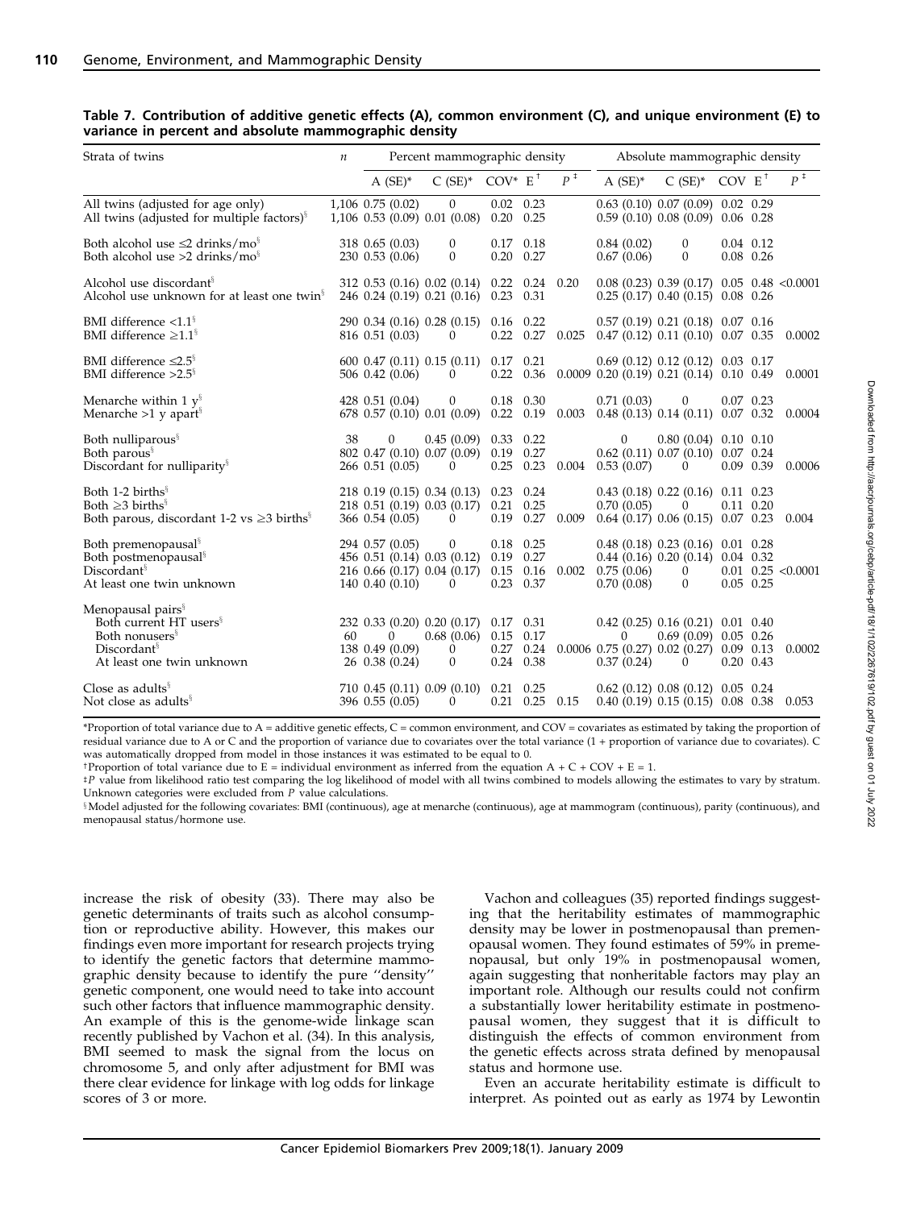**Table 7. Contribution of additive genetic effects (A), common environment (C), and unique environment (E) to variance in percent and absolute mammographic density**

| Strata of twins | $n$ | Percent mammographic density | | | | | Absolute mammographic density | | | | |
|---|---|---|---|---|---|---|---|---|---|---|---|
| | | A (SE)* | C (SE)* | COV* | E† | P‡ | A (SE)* | C (SE)* | COV | E† | P‡ |
| All twins (adjusted for age only) | 1,106 | 0.75 (0.02) | 0 | 0.02 | 0.23 | | 0.63 (0.10) | 0.07 (0.09) | 0.02 | 0.29 | |
| All twins (adjusted for multiple factors)§ | 1,106 | 0.53 (0.09) | 0.01 (0.08) | 0.20 | 0.25 | | 0.59 (0.10) | 0.08 (0.09) | 0.06 | 0.28 | |
| Both alcohol use ≤2 drinks/mo§ | 318 | 0.65 (0.03) | 0 | 0.17 | 0.18 | | 0.84 (0.02) | 0 | 0.04 | 0.12 | |
| Both alcohol use >2 drinks/mo§ | 230 | 0.53 (0.06) | 0 | 0.20 | 0.27 | | 0.67 (0.06) | 0 | 0.08 | 0.26 | |
| Alcohol use discordant§ | 312 | 0.53 (0.16) | 0.02 (0.14) | 0.22 | 0.24 | 0.20 | 0.08 (0.23) | 0.39 (0.17) | 0.05 | 0.48 | <0.0001 |
| Alcohol use unknown for at least one twin§ | 246 | 0.24 (0.19) | 0.21 (0.16) | 0.23 | 0.31 | | 0.25 (0.17) | 0.40 (0.15) | 0.08 | 0.26 | |
| BMI difference <1.1§ | 290 | 0.34 (0.16) | 0.28 (0.15) | 0.16 | 0.22 | | 0.57 (0.19) | 0.21 (0.18) | 0.07 | 0.16 | |
| BMI difference ≥1.1§ | 816 | 0.51 (0.03) | 0 | 0.22 | 0.27 | 0.025 | 0.47 (0.12) | 0.11 (0.10) | 0.07 | 0.35 | 0.0002 |
| BMI difference ≤2.5§ | 600 | 0.47 (0.11) | 0.15 (0.11) | 0.17 | 0.21 | | 0.69 (0.12) | 0.12 (0.12) | 0.03 | 0.17 | |
| BMI difference >2.5§ | 506 | 0.42 (0.06) | 0 | 0.22 | 0.36 | 0.0009 | 0.20 (0.19) | 0.21 (0.14) | 0.10 | 0.49 | 0.0001 |
| Menarche within 1 y§ | 428 | 0.51 (0.04) | 0 | 0.18 | 0.30 | | 0.71 (0.03) | 0 | 0.07 | 0.23 | |
| Menarche >1 y apart§ | 678 | 0.57 (0.10) | 0.01 (0.09) | 0.22 | 0.19 | 0.003 | 0.48 (0.13) | 0.14 (0.11) | 0.07 | 0.32 | 0.0004 |
| Both nulliparous§ | 38 | 0 | 0.45 (0.09) | 0.33 | 0.22 | | 0 | 0.80 (0.04) | 0.10 | 0.10 | |
| Both parous§ | 802 | 0.47 (0.10) | 0.07 (0.09) | 0.19 | 0.27 | | 0.62 (0.11) | 0.07 (0.10) | 0.07 | 0.24 | |
| Discordant for nulliparity§ | 266 | 0.51 (0.05) | 0 | 0.25 | 0.23 | 0.004 | 0.53 (0.07) | 0 | 0.09 | 0.39 | 0.0006 |
| Both 1-2 births§ | 218 | 0.19 (0.15) | 0.34 (0.13) | 0.23 | 0.24 | | 0.43 (0.18) | 0.22 (0.16) | 0.11 | 0.23 | |
| Both ≥3 births§ | 218 | 0.51 (0.19) | 0.03 (0.17) | 0.21 | 0.25 | | 0.70 (0.05) | 0 | 0.11 | 0.20 | |
| Both parous, discordant 1-2 vs ≥3 births§ | 366 | 0.54 (0.05) | 0 | 0.19 | 0.27 | 0.009 | 0.64 (0.17) | 0.06 (0.15) | 0.07 | 0.23 | 0.004 |
| Both premenopausal§ | 294 | 0.57 (0.05) | 0 | 0.18 | 0.25 | | 0.48 (0.18) | 0.23 (0.16) | 0.01 | 0.28 | |
| Both postmenopausal§ | 456 | 0.51 (0.14) | 0.03 (0.12) | 0.19 | 0.27 | | 0.44 (0.16) | 0.20 (0.14) | 0.04 | 0.32 | |
| Discordant§ | 216 | 0.66 (0.17) | 0.04 (0.17) | 0.15 | 0.16 | 0.002 | 0.75 (0.06) | 0 | 0.01 | 0.25 | <0.0001 |
| At least one twin unknown | 140 | 0.40 (0.10) | 0 | 0.23 | 0.37 | | 0.70 (0.08) | 0 | 0.05 | 0.25 | |
| Menopausal pairs§ | | | | | | | | | | | |
| Both current HT users§ | 232 | 0.33 (0.20) | 0.20 (0.17) | 0.17 | 0.31 | | 0.42 (0.25) | 0.16 (0.21) | 0.01 | 0.40 | |
| Both nonusers§ | 60 | 0 | 0.68 (0.06) | 0.15 | 0.17 | | 0 | 0.69 (0.09) | 0.05 | 0.26 | |
| Discordant§ | 138 | 0.49 (0.09) | 0 | 0.27 | 0.24 | 0.0006 | 0.75 (0.27) | 0.02 (0.27) | 0.09 | 0.13 | 0.0002 |
| At least one twin unknown | 26 | 0.38 (0.24) | 0 | 0.24 | 0.38 | | 0.37 (0.24) | 0 | 0.20 | 0.43 | |
| Close as adults§ | 710 | 0.45 (0.11) | 0.09 (0.10) | 0.21 | 0.25 | | 0.62 (0.12) | 0.08 (0.12) | 0.05 | 0.24 | |
| Not close as adults§ | 396 | 0.55 (0.05) | 0 | 0.21 | 0.25 | 0.15 | 0.40 (0.19) | 0.15 (0.15) | 0.08 | 0.38 | 0.053 |

*Proportion of total variance due to A = additive genetic effects, C = common environment, and COV = covariates as estimated by taking the proportion of residual variance due to A or C and the proportion of variance due to covariates over the total variance (1 + proportion of variance due to covariates). C was automatically dropped from model in those instances it was estimated to be equal to 0.

†Proportion of total variance due to E = individual environment as inferred from the equation A + C + COV + E = 1.

‡$P$ value from likelihood ratio test comparing the log likelihood of model with all twins combined to models allowing the estimates to vary by stratum. Unknown categories were excluded from $P$ value calculations.

§Model adjusted for the following covariates: BMI (continuous), age at menarche (continuous), age at mammogram (continuous), parity (continuous), and menopausal status/hormone use.

increase the risk of obesity (33). There may also be genetic determinants of traits such as alcohol consumption or reproductive ability. However, this makes our findings even more important for research projects trying to identify the genetic factors that determine mammographic density because to identify the pure ''density'' genetic component, one would need to take into account such other factors that influence mammographic density. An example of this is the genome-wide linkage scan recently published by Vachon et al. (34). In this analysis, BMI seemed to mask the signal from the locus on chromosome 5, and only after adjustment for BMI was there clear evidence for linkage with log odds for linkage scores of 3 or more.

Vachon and colleagues (35) reported findings suggesting that the heritability estimates of mammographic density may be lower in postmenopausal than premenopausal women. They found estimates of 59% in premenopausal, but only 19% in postmenopausal women, again suggesting that nonheritable factors may play an important role. Although our results could not confirm a substantially lower heritability estimate in postmenopausal women, they suggest that it is difficult to distinguish the effects of common environment from the genetic effects across strata defined by menopausal status and hormone use.

Even an accurate heritability estimate is difficult to interpret. As pointed out as early as 1974 by Lewontin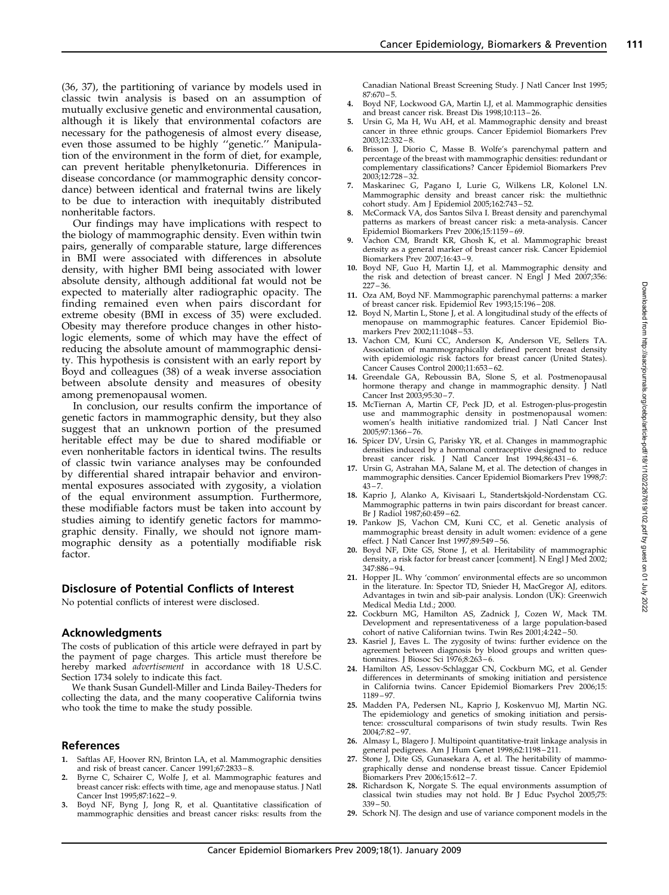(36, 37), the partitioning of variance by models used in classic twin analysis is based on an assumption of mutually exclusive genetic and environmental causation, although it is likely that environmental cofactors are necessary for the pathogenesis of almost every disease, even those assumed to be highly ''genetic.'' Manipulation of the environment in the form of diet, for example, can prevent heritable phenylketonuria. Differences in disease concordance (or mammographic density concordance) between identical and fraternal twins are likely to be due to interaction with inequitably distributed nonheritable factors.

Our findings may have implications with respect to the biology of mammographic density. Even within twin pairs, generally of comparable stature, large differences in BMI were associated with differences in absolute density, with higher BMI being associated with lower absolute density, although additional fat would not be expected to materially alter radiographic opacity. The finding remained even when pairs discordant for extreme obesity (BMI in excess of 35) were excluded. Obesity may therefore produce changes in other histologic elements, some of which may have the effect of reducing the absolute amount of mammographic density. This hypothesis is consistent with an early report by Boyd and colleagues (38) of a weak inverse association between absolute density and measures of obesity among premenopausal women.

In conclusion, our results confirm the importance of genetic factors in mammographic density, but they also suggest that an unknown portion of the presumed heritable effect may be due to shared modifiable or even nonheritable factors in identical twins. The results of classic twin variance analyses may be confounded by differential shared intrapair behavior and environmental exposures associated with zygosity, a violation of the equal environment assumption. Furthermore, these modifiable factors must be taken into account by studies aiming to identify genetic factors for mammographic density. Finally, we should not ignore mammographic density as a potentially modifiable risk factor.

## Disclosure of Potential Conflicts of Interest

No potential conflicts of interest were disclosed.

## Acknowledgments

The costs of publication of this article were defrayed in part by the payment of page charges. This article must therefore be hereby marked *advertisement* in accordance with 18 U.S.C. Section 1734 solely to indicate this fact.

We thank Susan Gundell-Miller and Linda Bailey-Theders for collecting the data, and the many cooperative California twins who took the time to make the study possible.

## References

1. Saftlas AF, Hoover RN, Brinton LA, et al. Mammographic densities and risk of breast cancer. Cancer 1991;67:2833–8.
2. Byrne C, Schairer C, Wolfe J, et al. Mammographic features and breast cancer risk: effects with time, age and menopause status. J Natl Cancer Inst 1995;87:1622–9.
3. Boyd NF, Byng J, Jong R, et al. Quantitative classification of mammographic densities and breast cancer risks: results from the Canadian National Breast Screening Study. J Natl Cancer Inst 1995; 87:670–5.
4. Boyd NF, Lockwood GA, Martin LJ, et al. Mammographic densities and breast cancer risk. Breast Dis 1998;10:113–26.
5. Ursin G, Ma H, Wu AH, et al. Mammographic density and breast cancer in three ethnic groups. Cancer Epidemiol Biomarkers Prev 2003;12:332–8.
6. Brisson J, Diorio C, Masse B. Wolfe's parenchymal pattern and percentage of the breast with mammographic densities: redundant or complementary classifications? Cancer Epidemiol Biomarkers Prev 2003;12:728–32.
7. Maskarinec G, Pagano I, Lurie G, Wilkens LR, Kolonel LN. Mammographic density and breast cancer risk: the multiethnic cohort study. Am J Epidemiol 2005;162:743–52.
8. McCormack VA, dos Santos Silva I. Breast density and parenchymal patterns as markers of breast cancer risk: a meta-analysis. Cancer Epidemiol Biomarkers Prev 2006;15:1159–69.
9. Vachon CM, Brandt KR, Ghosh K, et al. Mammographic breast density as a general marker of breast cancer risk. Cancer Epidemiol Biomarkers Prev 2007;16:43–9.
10. Boyd NF, Guo H, Martin LJ, et al. Mammographic density and the risk and detection of breast cancer. N Engl J Med 2007;356: 227–36.
11. Oza AM, Boyd NF. Mammographic parenchymal patterns: a marker of breast cancer risk. Epidemiol Rev 1993;15:196–208.
12. Boyd N, Martin L, Stone J, et al. A longitudinal study of the effects of menopause on mammographic features. Cancer Epidemiol Biomarkers Prev 2002;11:1048–53.
13. Vachon CM, Kuni CC, Anderson K, Anderson VE, Sellers TA. Association of mammographically defined percent breast density with epidemiologic risk factors for breast cancer (United States). Cancer Causes Control 2000;11:653–62.
14. Greendale GA, Reboussin BA, Slone S, et al. Postmenopausal hormone therapy and change in mammographic density. J Natl Cancer Inst 2003;95:30–7.
15. McTiernan A, Martin CF, Peck JD, et al. Estrogen-plus-progestin use and mammographic density in postmenopausal women: women's health initiative randomized trial. J Natl Cancer Inst 2005;97:1366–76.
16. Spicer DV, Ursin G, Parisky YR, et al. Changes in mammographic densities induced by a hormonal contraceptive designed to reduce breast cancer risk. J Natl Cancer Inst 1994;86:431–6.
17. Ursin G, Astrahan MA, Salane M, et al. The detection of changes in mammographic densities. Cancer Epidemiol Biomarkers Prev 1998;7: 43–7.
18. Kaprio J, Alanko A, Kivisaari L, Standertskjold-Nordenstam CG. Mammographic patterns in twin pairs discordant for breast cancer. Br J Radiol 1987;60:459–62.
19. Pankow JS, Vachon CM, Kuni CC, et al. Genetic analysis of mammographic breast density in adult women: evidence of a gene effect. J Natl Cancer Inst 1997;89:549–56.
20. Boyd NF, Dite GS, Stone J, et al. Heritability of mammographic density, a risk factor for breast cancer [comment]. N Engl J Med 2002; 347:886–94.
21. Hopper JL. Why 'common' environmental effects are so uncommon in the literature. In: Spector TD, Snieder H, MacGregor AJ, editors. Advantages in twin and sib-pair analysis. London (UK): Greenwich Medical Media Ltd.; 2000.
22. Cockburn MG, Hamilton AS, Zadnick J, Cozen W, Mack TM. Development and representativeness of a large population-based cohort of native Californian twins. Twin Res 2001;4:242–50.
23. Kasriel J, Eaves L. The zygosity of twins: further evidence on the agreement between diagnosis by blood groups and written questionnaires. J Biosoc Sci 1976;8:263–6.
24. Hamilton AS, Lessov-Schlaggar CN, Cockburn MG, et al. Gender differences in determinants of smoking initiation and persistence in California twins. Cancer Epidemiol Biomarkers Prev 2006;15: 1189–97.
25. Madden PA, Pedersen NL, Kaprio J, Koskenvuo MJ, Martin NG. The epidemiology and genetics of smoking initiation and persistence: crosscultural comparisons of twin study results. Twin Res 2004;7:82–97.
26. Almasy L, Blagero J. Multipoint quantitative-trait linkage analysis in general pedigrees. Am J Hum Genet 1998;62:1198–211.
27. Stone J, Dite GS, Gunasekara A, et al. The heritability of mammographically dense and nondense breast tissue. Cancer Epidemiol Biomarkers Prev 2006;15:612–7.
28. Richardson K, Norgate S. The equal environments assumption of classical twin studies may not hold. Br J Educ Psychol 2005;75: 339–50.
29. Schork NJ. The design and use of variance component models in the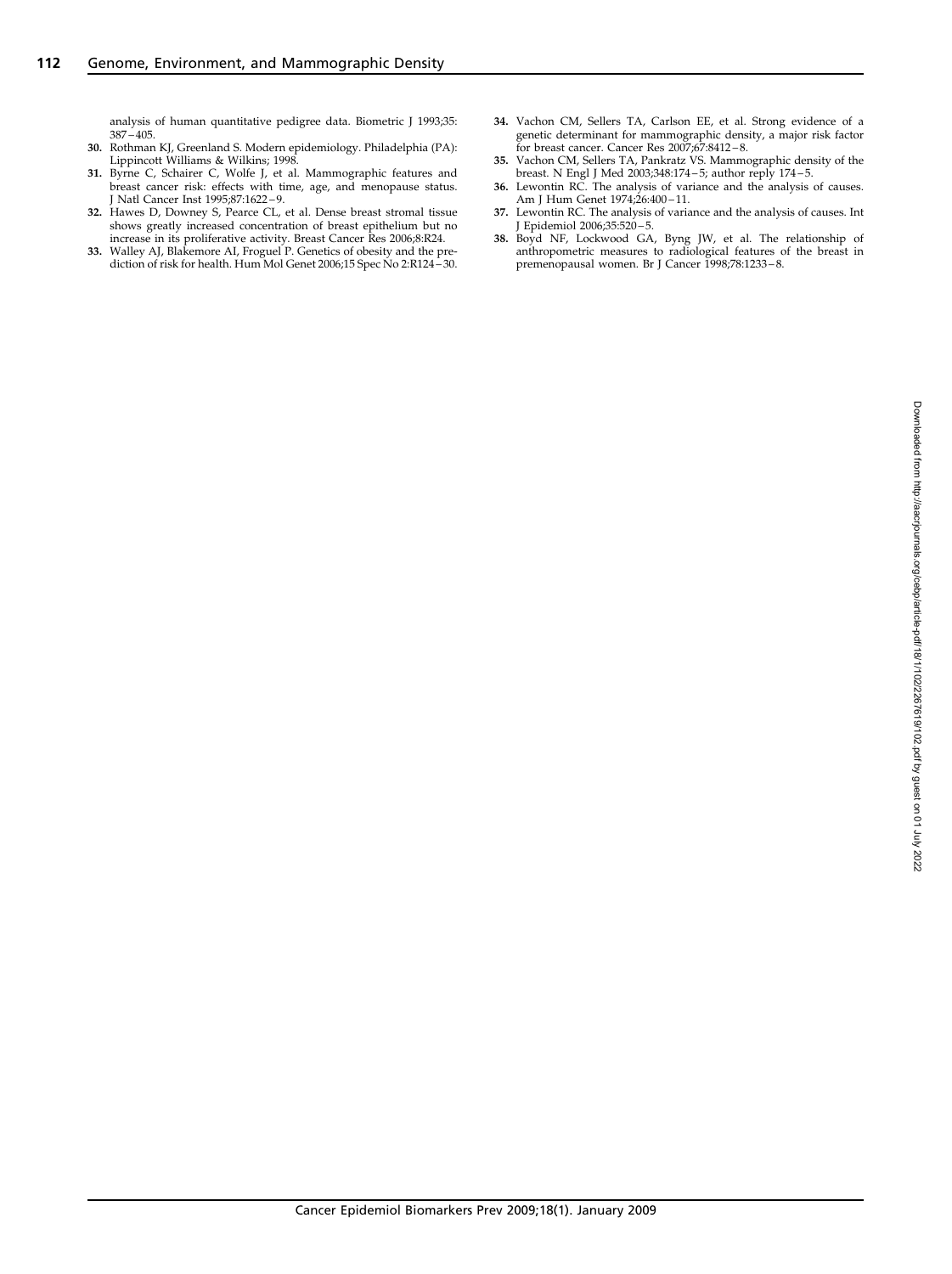analysis of human quantitative pedigree data. Biometric J 1993;35: 387 – 405.

30. Rothman KJ, Greenland S. Modern epidemiology. Philadelphia (PA): Lippincott Williams & Wilkins; 1998.
31. Byrne C, Schairer C, Wolfe J, et al. Mammographic features and breast cancer risk: effects with time, age, and menopause status. J Natl Cancer Inst 1995;87:1622 – 9.
32. Hawes D, Downey S, Pearce CL, et al. Dense breast stromal tissue shows greatly increased concentration of breast epithelium but no increase in its proliferative activity. Breast Cancer Res 2006;8:R24.
33. Walley AJ, Blakemore AI, Froguel P. Genetics of obesity and the prediction of risk for health. Hum Mol Genet 2006;15 Spec No 2:R124 – 30.
34. Vachon CM, Sellers TA, Carlson EE, et al. Strong evidence of a genetic determinant for mammographic density, a major risk factor for breast cancer. Cancer Res 2007;67:8412 – 8.
35. Vachon CM, Sellers TA, Pankratz VS. Mammographic density of the breast. N Engl J Med 2003;348:174 – 5; author reply 174 – 5.
36. Lewontin RC. The analysis of variance and the analysis of causes. Am J Hum Genet 1974;26:400 – 11.
37. Lewontin RC. The analysis of variance and the analysis of causes. Int J Epidemiol 2006;35:520 – 5.
38. Boyd NF, Lockwood GA, Byng JW, et al. The relationship of anthropometric measures to radiological features of the breast in premenopausal women. Br J Cancer 1998;78:1233 – 8.